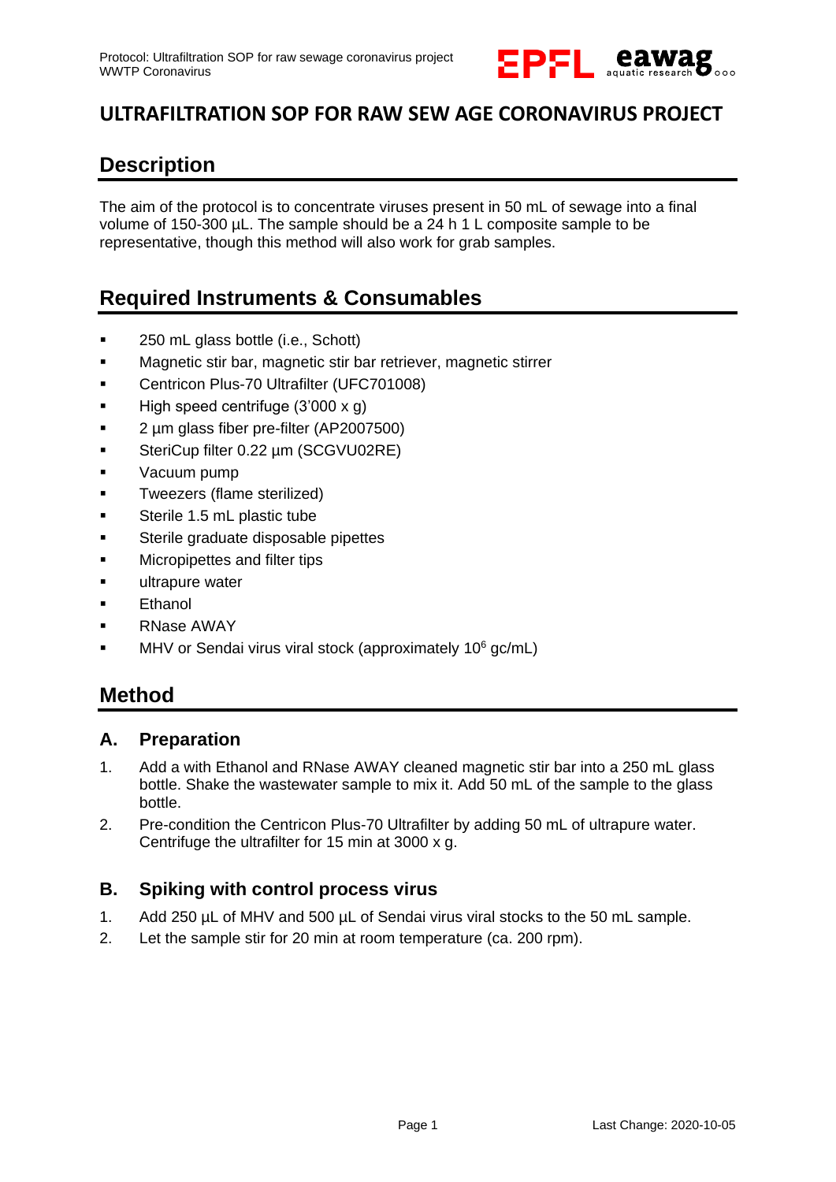# ULTRAFILTRATION SOP FOR RAW SEW AGE CORONAVIRUS PROJECT

## Description

The aim of the protocol is to concentrate viruses present in 50 mL of sewage into a final volume of 150-300 µL. The sample should be a 24 h 1 L composite sample to be representative, though this method will also work for grab samples.

## Required Instruments & Consumables

- 250 mL glass bottle (i.e., Schott)
- Magnetic stir bar, magnetic stir bar retriever, magnetic stirrer
- Centricon Plus-70 Ultrafilter (UFC701008)
- High speed centrifuge (3'000 x g)
- 2 µm glass fiber pre-filter (AP2007500)
- SteriCup filter 0.22 µm (SCGVU02RE)
- Vacuum pump
- Tweezers (flame sterilized)
- Sterile 1.5 mL plastic tube
- Sterile graduate disposable pipettes
- Micropipettes and filter tips
- ultrapure water
- Ethanol
- RNase AWAY
- MHV or Sendai virus viral stock (approximately $10^6$ gc/mL)

## Method

### A. Preparation

1. Add a with Ethanol and RNase AWAY cleaned magnetic stir bar into a 250 mL glass bottle. Shake the wastewater sample to mix it. Add 50 mL of the sample to the glass bottle.
2. Pre-condition the Centricon Plus-70 Ultrafilter by adding 50 mL of ultrapure water. Centrifuge the ultrafilter for 15 min at 3000 x g.

### B. Spiking with control process virus

1. Add 250 µL of MHV and 500 µL of Sendai virus viral stocks to the 50 mL sample.
2. Let the sample stir for 20 min at room temperature (ca. 200 rpm).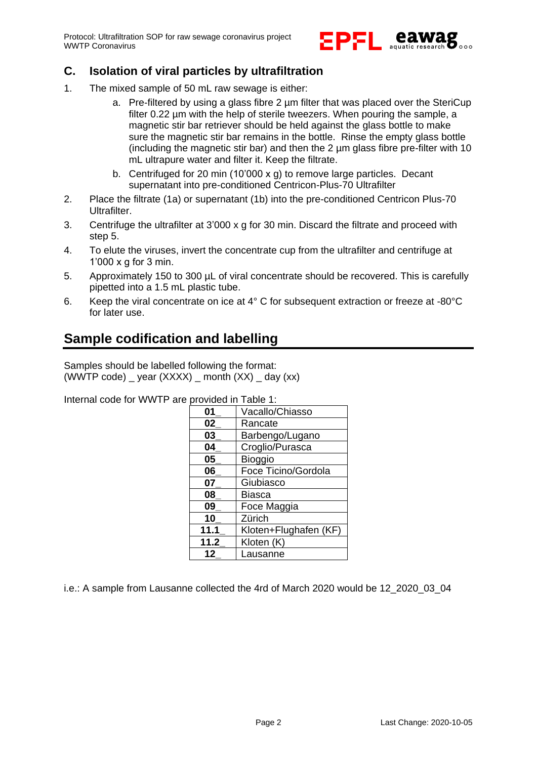## C. Isolation of viral particles by ultrafiltration

1. The mixed sample of 50 mL raw sewage is either:
    a. Pre-filtered by using a glass fibre 2 µm filter that was placed over the SteriCup filter 0.22 µm with the help of sterile tweezers. When pouring the sample, a magnetic stir bar retriever should be held against the glass bottle to make sure the magnetic stir bar remains in the bottle. Rinse the empty glass bottle (including the magnetic stir bar) and then the 2 µm glass fibre pre-filter with 10 mL ultrapure water and filter it. Keep the filtrate.
    b. Centrifuged for 20 min (10'000 x g) to remove large particles. Decant supernatant into pre-conditioned Centricon-Plus-70 Ultrafilter
2. Place the filtrate (1a) or supernatant (1b) into the pre-conditioned Centricon Plus-70 Ultrafilter.
3. Centrifuge the ultrafilter at 3'000 x g for 30 min. Discard the filtrate and proceed with step 5.
4. To elute the viruses, invert the concentrate cup from the ultrafilter and centrifuge at 1'000 x g for 3 min.
5. Approximately 150 to 300 µL of viral concentrate should be recovered. This is carefully pipetted into a 1.5 mL plastic tube.
6. Keep the viral concentrate on ice at 4° C for subsequent extraction or freeze at -80°C for later use.

## Sample codification and labelling

Samples should be labelled following the format:
(WWTP code) _ year (XXXX) _ month (XX) _ day (xx)

Internal code for WWTP are provided in Table 1:

| Code | WWTP |
|---|---|
| **01_** | Vacallo/Chiasso |
| **02_** | Rancate |
| **03_** | Barbengo/Lugano |
| **04_** | Croglio/Purasca |
| **05_** | Bioggio |
| **06_** | Foce Ticino/Gordola |
| **07_** | Giubiasco |
| **08_** | Biasca |
| **09_** | Foce Maggia |
| **10_** | Zürich |
| **11.1_** | Kloten+Flughafen (KF) |
| **11.2_** | Kloten (K) |
| **12_** | Lausanne |

i.e.: A sample from Lausanne collected the 4rd of March 2020 would be 12_2020_03_04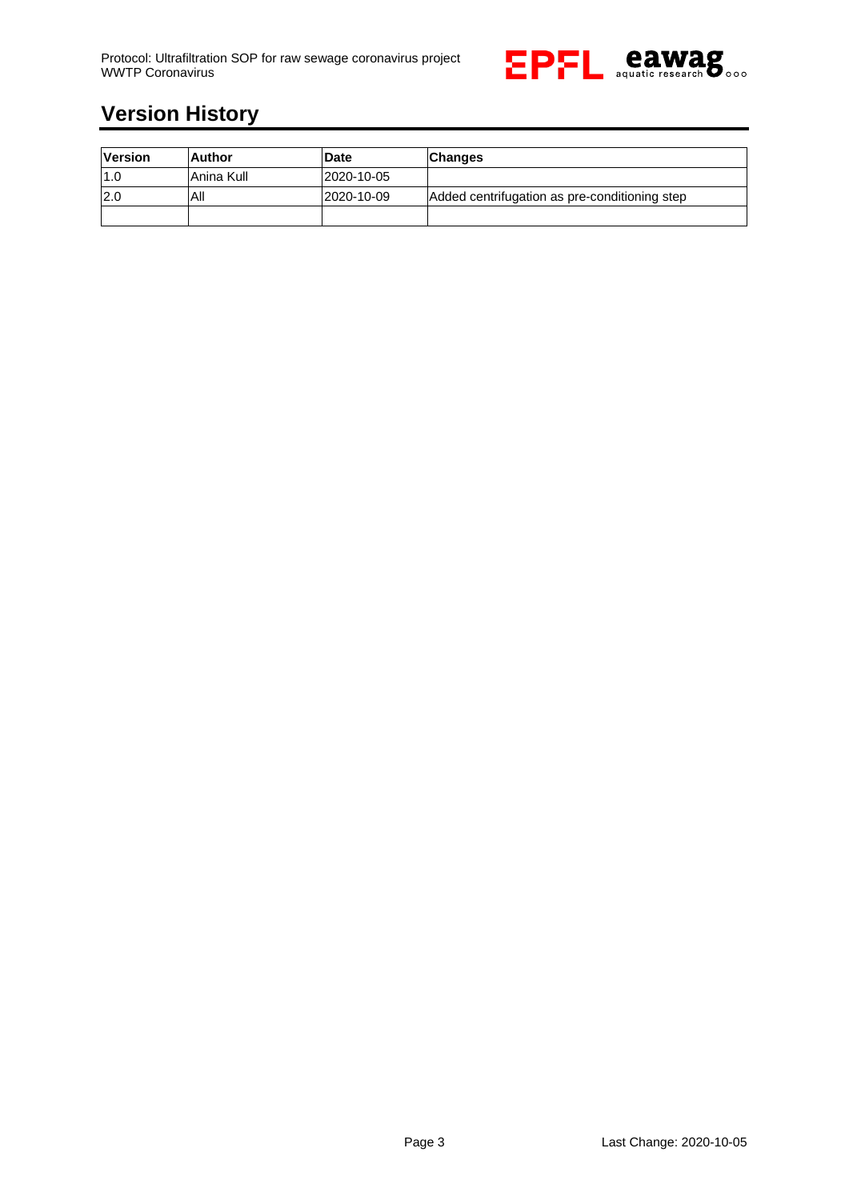# Version History

| Version | Author | Date | Changes |
|---|---|---|---|
| 1.0 | Anina Kull | 2020-10-05 | |
| 2.0 | All | 2020-10-09 | Added centrifugation as pre-conditioning step |
| | | | |